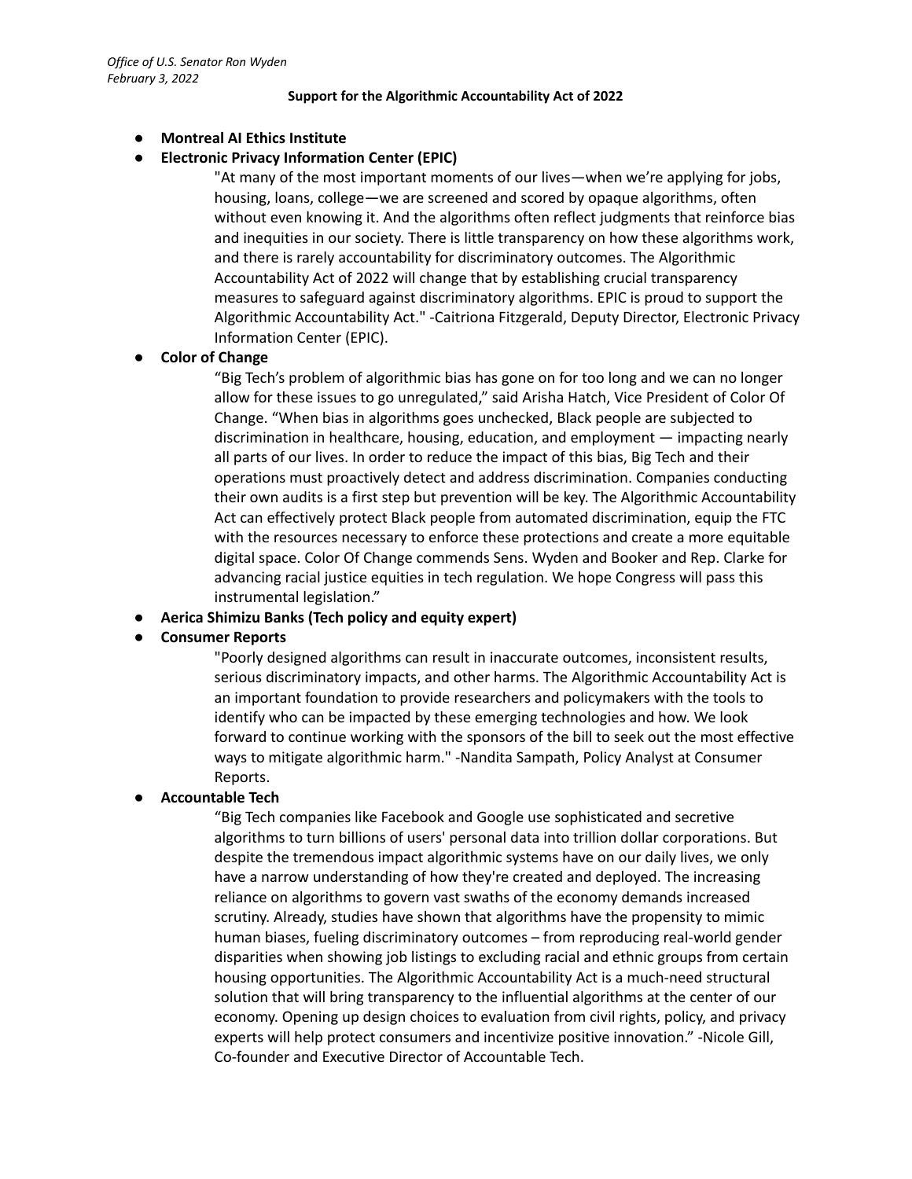*Office of U.S. Senator Ron Wyden*
*February 3, 2022*

**Support for the Algorithmic Accountability Act of 2022**

- **Montreal AI Ethics Institute**
- **Electronic Privacy Information Center (EPIC)**

  "At many of the most important moments of our lives—when we're applying for jobs, housing, loans, college—we are screened and scored by opaque algorithms, often without even knowing it. And the algorithms often reflect judgments that reinforce bias and inequities in our society. There is little transparency on how these algorithms work, and there is rarely accountability for discriminatory outcomes. The Algorithmic Accountability Act of 2022 will change that by establishing crucial transparency measures to safeguard against discriminatory algorithms. EPIC is proud to support the Algorithmic Accountability Act." -Caitriona Fitzgerald, Deputy Director, Electronic Privacy Information Center (EPIC).

- **Color of Change**

  "Big Tech's problem of algorithmic bias has gone on for too long and we can no longer allow for these issues to go unregulated," said Arisha Hatch, Vice President of Color Of Change. "When bias in algorithms goes unchecked, Black people are subjected to discrimination in healthcare, housing, education, and employment — impacting nearly all parts of our lives. In order to reduce the impact of this bias, Big Tech and their operations must proactively detect and address discrimination. Companies conducting their own audits is a first step but prevention will be key. The Algorithmic Accountability Act can effectively protect Black people from automated discrimination, equip the FTC with the resources necessary to enforce these protections and create a more equitable digital space. Color Of Change commends Sens. Wyden and Booker and Rep. Clarke for advancing racial justice equities in tech regulation. We hope Congress will pass this instrumental legislation."

- **Aerica Shimizu Banks (Tech policy and equity expert)**
- **Consumer Reports**

  "Poorly designed algorithms can result in inaccurate outcomes, inconsistent results, serious discriminatory impacts, and other harms. The Algorithmic Accountability Act is an important foundation to provide researchers and policymakers with the tools to identify who can be impacted by these emerging technologies and how. We look forward to continue working with the sponsors of the bill to seek out the most effective ways to mitigate algorithmic harm." -Nandita Sampath, Policy Analyst at Consumer Reports.

- **Accountable Tech**

  "Big Tech companies like Facebook and Google use sophisticated and secretive algorithms to turn billions of users' personal data into trillion dollar corporations. But despite the tremendous impact algorithmic systems have on our daily lives, we only have a narrow understanding of how they're created and deployed. The increasing reliance on algorithms to govern vast swaths of the economy demands increased scrutiny. Already, studies have shown that algorithms have the propensity to mimic human biases, fueling discriminatory outcomes – from reproducing real-world gender disparities when showing job listings to excluding racial and ethnic groups from certain housing opportunities. The Algorithmic Accountability Act is a much-need structural solution that will bring transparency to the influential algorithms at the center of our economy. Opening up design choices to evaluation from civil rights, policy, and privacy experts will help protect consumers and incentivize positive innovation." -Nicole Gill, Co-founder and Executive Director of Accountable Tech.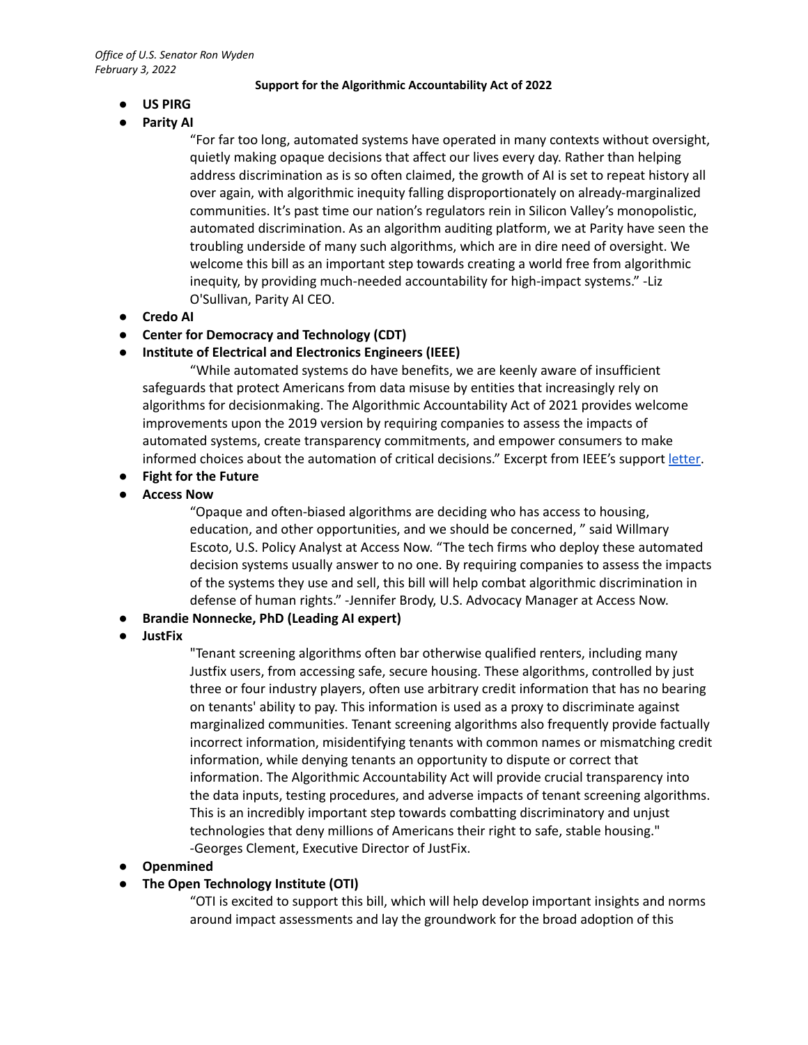*Office of U.S. Senator Ron Wyden*
*February 3, 2022*

**Support for the Algorithmic Accountability Act of 2022**

- **US PIRG**
- **Parity AI**

  "For far too long, automated systems have operated in many contexts without oversight, quietly making opaque decisions that affect our lives every day. Rather than helping address discrimination as is so often claimed, the growth of AI is set to repeat history all over again, with algorithmic inequity falling disproportionately on already-marginalized communities. It's past time our nation's regulators rein in Silicon Valley's monopolistic, automated discrimination. As an algorithm auditing platform, we at Parity have seen the troubling underside of many such algorithms, which are in dire need of oversight. We welcome this bill as an important step towards creating a world free from algorithmic inequity, by providing much-needed accountability for high-impact systems." -Liz O'Sullivan, Parity AI CEO.
- **Credo AI**
- **Center for Democracy and Technology (CDT)**
- **Institute of Electrical and Electronics Engineers (IEEE)**

  "While automated systems do have benefits, we are keenly aware of insufficient safeguards that protect Americans from data misuse by entities that increasingly rely on algorithms for decisionmaking. The Algorithmic Accountability Act of 2021 provides welcome improvements upon the 2019 version by requiring companies to assess the impacts of automated systems, create transparency commitments, and empower consumers to make informed choices about the automation of critical decisions." Excerpt from IEEE's support letter.
- **Fight for the Future**
- **Access Now**

  "Opaque and often-biased algorithms are deciding who has access to housing, education, and other opportunities, and we should be concerned, " said Willmary Escoto, U.S. Policy Analyst at Access Now. "The tech firms who deploy these automated decision systems usually answer to no one. By requiring companies to assess the impacts of the systems they use and sell, this bill will help combat algorithmic discrimination in defense of human rights." -Jennifer Brody, U.S. Advocacy Manager at Access Now.
- **Brandie Nonnecke, PhD (Leading AI expert)**
- **JustFix**

  "Tenant screening algorithms often bar otherwise qualified renters, including many Justfix users, from accessing safe, secure housing. These algorithms, controlled by just three or four industry players, often use arbitrary credit information that has no bearing on tenants' ability to pay. This information is used as a proxy to discriminate against marginalized communities. Tenant screening algorithms also frequently provide factually incorrect information, misidentifying tenants with common names or mismatching credit information, while denying tenants an opportunity to dispute or correct that information. The Algorithmic Accountability Act will provide crucial transparency into the data inputs, testing procedures, and adverse impacts of tenant screening algorithms. This is an incredibly important step towards combatting discriminatory and unjust technologies that deny millions of Americans their right to safe, stable housing." -Georges Clement, Executive Director of JustFix.
- **Openmined**
- **The Open Technology Institute (OTI)**

  "OTI is excited to support this bill, which will help develop important insights and norms around impact assessments and lay the groundwork for the broad adoption of this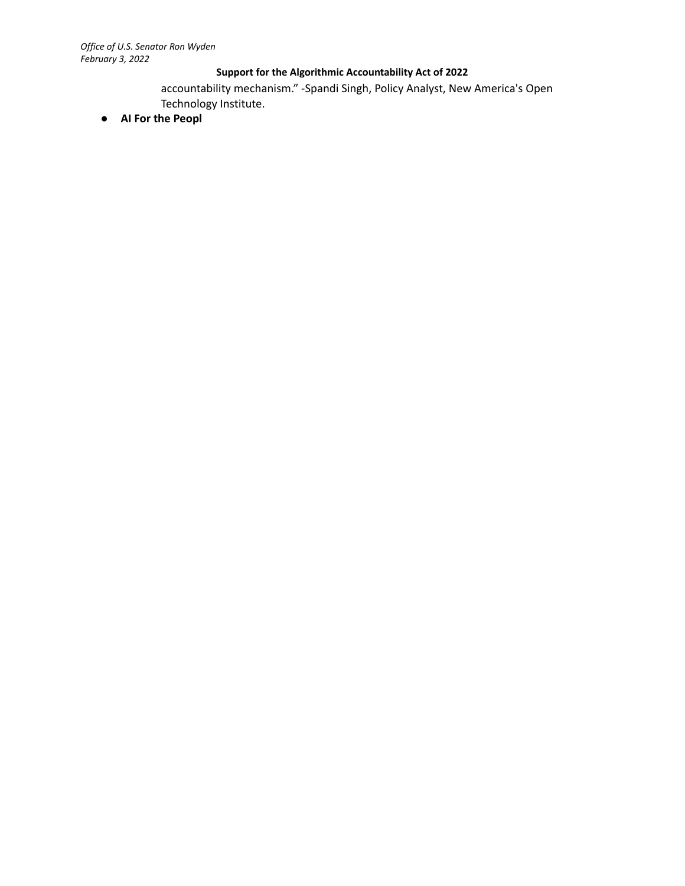accountability mechanism." -Spandi Singh, Policy Analyst, New America's Open Technology Institute.

- **AI For the Peopl**